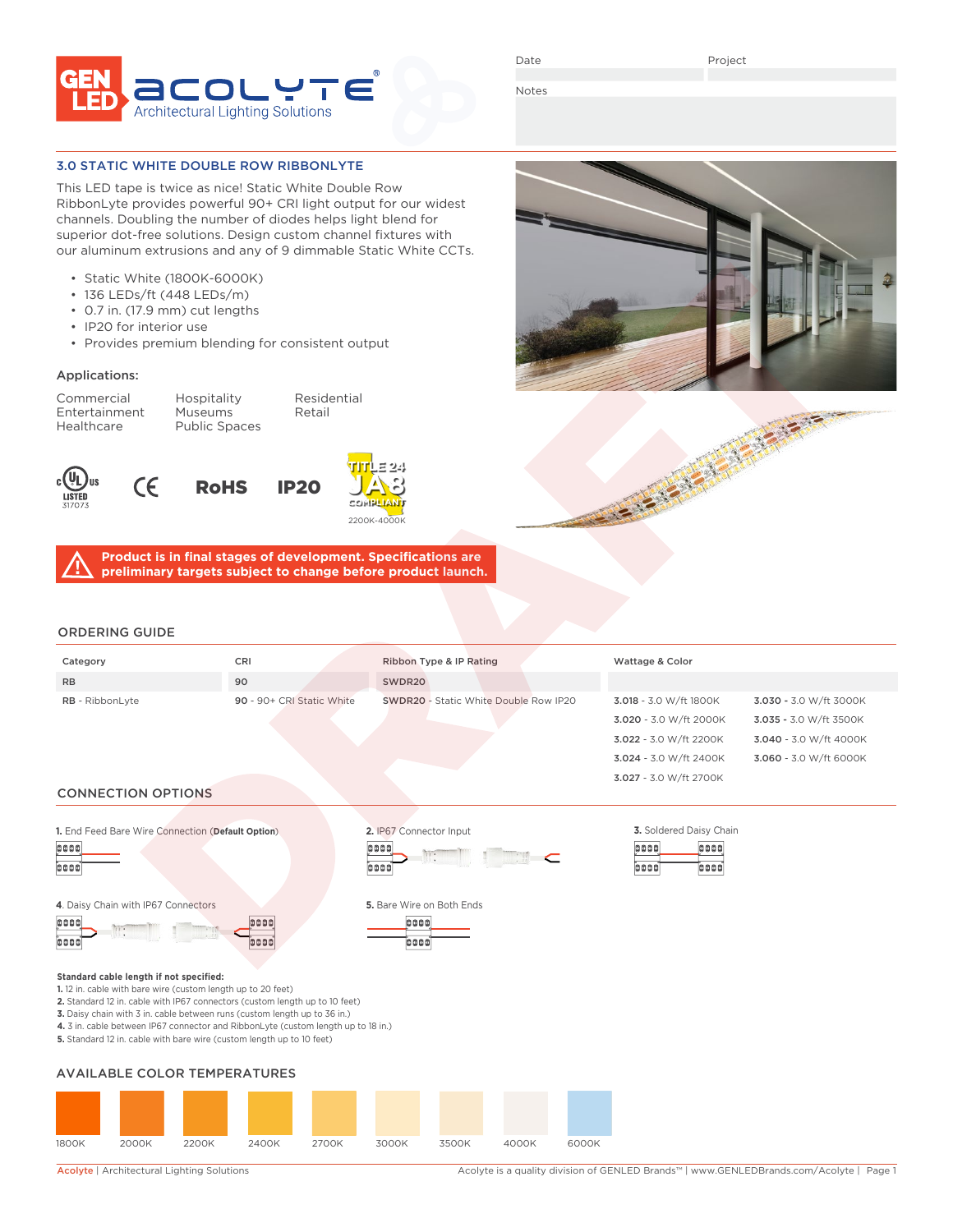GEN LED | Acolyte® Architectural Lighting Solutions

Date | Project

Notes

## 3.0 STATIC WHITE DOUBLE ROW RIBBONLYTE

This LED tape is twice as nice! Static White Double Row RibbonLyte provides powerful 90+ CRI light output for our widest channels. Doubling the number of diodes helps light blend for superior dot-free solutions. Design custom channel fixtures with our aluminum extrusions and any of 9 dimmable Static White CCTs.

- Static White (1800K-6000K)
- 136 LEDs/ft (448 LEDs/m)
- 0.7 in. (17.9 mm) cut lengths
- IP20 for interior use
- Provides premium blending for consistent output

### Applications:

Commercial
Entertainment
Healthcare
Hospitality
Museums
Public Spaces
Residential
Retail

cULus LISTED 317073 | CE | RoHS | IP20 | TITLE 24 JA8 COMPLIANT 2200K-4000K

**Product is in final stages of development. Specifications are preliminary targets subject to change before product launch.**

## ORDERING GUIDE

| Category | CRI | Ribbon Type & IP Rating | Wattage & Color | |
|---|---|---|---|---|
| RB | 90 | SWDR20 | | |
| **RB** - RibbonLyte | **90** - 90+ CRI Static White | **SWDR20** - Static White Double Row IP20 | **3.018** - 3.0 W/ft 1800K | **3.030** - 3.0 W/ft 3000K |
| | | | **3.020** - 3.0 W/ft 2000K | **3.035** - 3.0 W/ft 3500K |
| | | | **3.022** - 3.0 W/ft 2200K | **3.040** - 3.0 W/ft 4000K |
| | | | **3.024** - 3.0 W/ft 2400K | **3.060** - 3.0 W/ft 6000K |
| | | | **3.027** - 3.0 W/ft 2700K | |

## CONNECTION OPTIONS

**1.** End Feed Bare Wire Connection (**Default Option**)

**2.** IP67 Connector Input

**3.** Soldered Daisy Chain

**4.** Daisy Chain with IP67 Connectors

**5.** Bare Wire on Both Ends

**Standard cable length if not specified:**
**1.** 12 in. cable with bare wire (custom length up to 20 feet)
**2.** Standard 12 in. cable with IP67 connectors (custom length up to 10 feet)
**3.** Daisy chain with 3 in. cable between runs (custom length up to 36 in.)
**4.** 3 in. cable between IP67 connector and RibbonLyte (custom length up to 18 in.)
**5.** Standard 12 in. cable with bare wire (custom length up to 10 feet)

## AVAILABLE COLOR TEMPERATURES

1800K | 2000K | 2200K | 2400K | 2700K | 3000K | 3500K | 4000K | 6000K

Acolyte | Architectural Lighting Solutions — Acolyte is a quality division of GENLED Brands™ | www.GENLEDBrands.com/Acolyte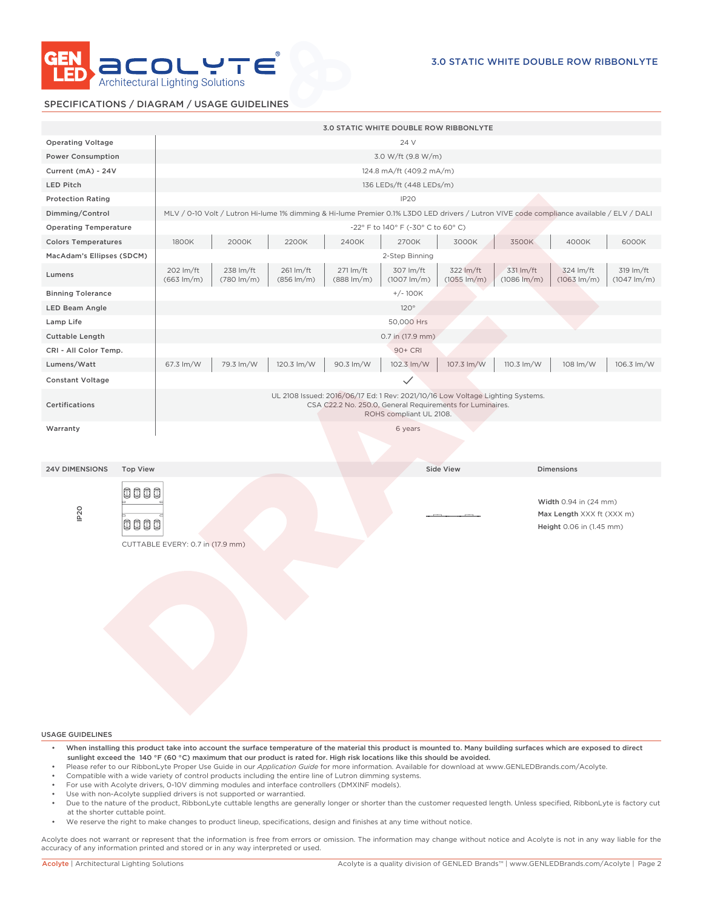# 3.0 STATIC WHITE DOUBLE ROW RIBBONLYTE

## SPECIFICATIONS / DIAGRAM / USAGE GUIDELINES

| | 3.0 STATIC WHITE DOUBLE ROW RIBBONLYTE | | | | | | | | |
|---|---|---|---|---|---|---|---|---|---|
| Operating Voltage | 24 V | | | | | | | | |
| Power Consumption | 3.0 W/ft (9.8 W/m) | | | | | | | | |
| Current (mA) - 24V | 124.8 mA/ft (409.2 mA/m) | | | | | | | | |
| LED Pitch | 136 LEDs/ft (448 LEDs/m) | | | | | | | | |
| Protection Rating | IP20 | | | | | | | | |
| Dimming/Control | MLV / 0-10 Volt / Lutron Hi-lume 1% dimming & Hi-lume Premier 0.1% L3D0 LED drivers / Lutron VIVE code compliance available / ELV / DALI | | | | | | | | |
| Operating Temperature | -22° F to 140° F (-30° C to 60° C) | | | | | | | | |
| Colors Temperatures | 1800K | 2000K | 2200K | 2400K | 2700K | 3000K | 3500K | 4000K | 6000K |
| MacAdam's Ellipses (SDCM) | 2-Step Binning | | | | | | | | |
| Lumens | 202 lm/ft (663 lm/m) | 238 lm/ft (780 lm/m) | 261 lm/ft (856 lm/m) | 271 lm/ft (888 lm/m) | 307 lm/ft (1007 lm/m) | 322 lm/ft (1055 lm/m) | 331 lm/ft (1086 lm/m) | 324 lm/ft (1063 lm/m) | 319 lm/ft (1047 lm/m) |
| Binning Tolerance | +/- 100K | | | | | | | | |
| LED Beam Angle | 120° | | | | | | | | |
| Lamp Life | 50,000 Hrs | | | | | | | | |
| Cuttable Length | 0.7 in (17.9 mm) | | | | | | | | |
| CRI - All Color Temp. | 90+ CRI | | | | | | | | |
| Lumens/Watt | 67.3 lm/W | 79.3 lm/W | 120.3 lm/W | 90.3 lm/W | 102.3 lm/W | 107.3 lm/W | 110.3 lm/W | 108 lm/W | 106.3 lm/W |
| Constant Voltage | ✓ | | | | | | | | |
| Certifications | UL 2108 Issued: 2016/06/17 Ed: 1 Rev: 2021/10/16 Low Voltage Lighting Systems. CSA C22.2 No. 250.0, General Requirements for Luminaires. ROHS compliant UL 2108. | | | | | | | | |
| Warranty | 6 years | | | | | | | | |

| 24V DIMENSIONS | Top View | Side View | Dimensions |
|---|---|---|---|
| IP20 | CUTTABLE EVERY: 0.7 in (17.9 mm) | | **Width** 0.94 in (24 mm)<br>**Max Length** XXX ft (XXX m)<br>**Height** 0.06 in (1.45 mm) |

DRAFT

## USAGE GUIDELINES

- **When installing this product take into account the surface temperature of the material this product is mounted to. Many building surfaces which are exposed to direct sunlight exceed the 140 °F (60 °C) maximum that our product is rated for. High risk locations like this should be avoided.**
- Please refer to our RibbonLyte Proper Use Guide in our *Application Guide* for more information. Available for download at www.GENLEDBrands.com/Acolyte.
- Compatible with a wide variety of control products including the entire line of Lutron dimming systems.
- For use with Acolyte drivers, 0-10V dimming modules and interface controllers (DMXINF models).
- Use with non-Acolyte supplied drivers is not supported or warrantied.
- Due to the nature of the product, RibbonLyte cuttable lengths are generally longer or shorter than the customer requested length. Unless specified, RibbonLyte is factory cut at the shorter cuttable point.
- We reserve the right to make changes to product lineup, specifications, design and finishes at any time without notice.

Acolyte does not warrant or represent that the information is free from errors or omission. The information may change without notice and Acolyte is not in any way liable for the accuracy of any information printed and stored or in any way interpreted or used.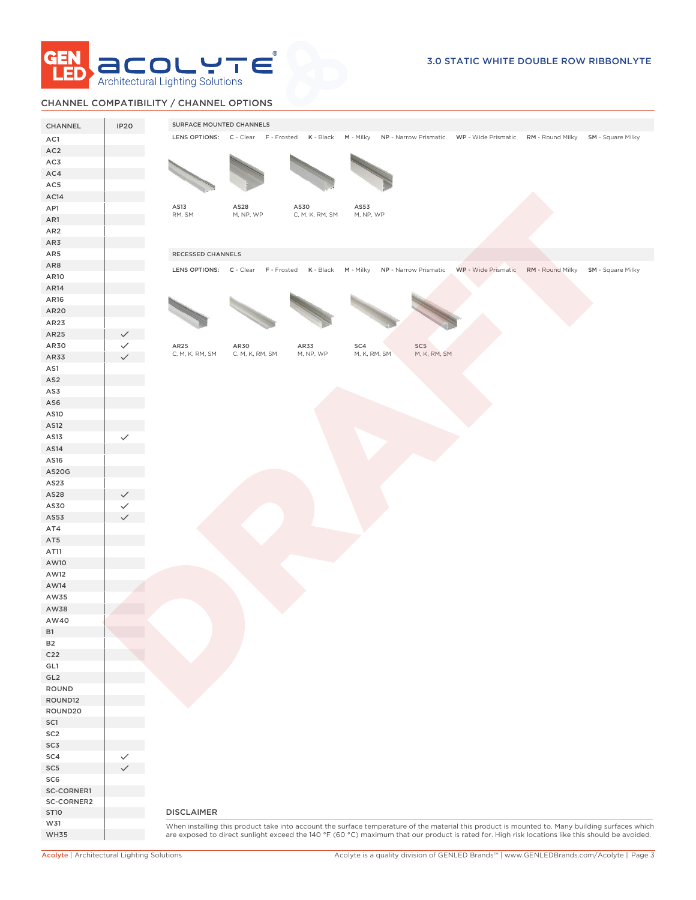## CHANNEL COMPATIBILITY / CHANNEL OPTIONS

| CHANNEL | IP20 |
|---|---|
| AC1 | |
| AC2 | |
| AC3 | |
| AC4 | |
| AC5 | |
| AC14 | |
| AP1 | |
| AR1 | |
| AR2 | |
| AR3 | |
| AR5 | |
| AR8 | |
| AR10 | |
| AR14 | |
| AR16 | |
| AR20 | |
| AR23 | |
| AR25 | ✓ |
| AR30 | ✓ |
| AR33 | ✓ |
| AS1 | |
| AS2 | |
| AS3 | |
| AS6 | |
| AS10 | |
| AS12 | |
| AS13 | ✓ |
| AS14 | |
| AS16 | |
| AS20G | |
| AS23 | |
| AS28 | ✓ |
| AS30 | ✓ |
| AS53 | ✓ |
| AT4 | |
| AT5 | |
| AT11 | |
| AW10 | |
| AW12 | |
| AW14 | |
| AW35 | |
| AW38 | |
| AW40 | |
| B1 | |
| B2 | |
| C22 | |
| GL1 | |
| GL2 | |
| ROUND | |
| ROUND12 | |
| ROUND20 | |
| SC1 | |
| SC2 | |
| SC3 | |
| SC4 | ✓ |
| SC5 | ✓ |
| SC6 | |
| SC-CORNER1 | |
| SC-CORNER2 | |
| ST10 | |
| W31 | |
| WH35 | |

### SURFACE MOUNTED CHANNELS

LENS OPTIONS: **C** - Clear **F** - Frosted **K** - Black **M** - Milky **NP** - Narrow Prismatic **WP** - Wide Prismatic **RM** - Round Milky **SM** - Square Milky

| AS13 | AS28 | AS30 | AS53 |
|---|---|---|---|
| RM, SM | M, NP, WP | C, M, K, RM, SM | M, NP, WP |

### RECESSED CHANNELS

LENS OPTIONS: **C** - Clear **F** - Frosted **K** - Black **M** - Milky **NP** - Narrow Prismatic **WP** - Wide Prismatic **RM** - Round Milky **SM** - Square Milky

| AR25 | AR30 | AR33 | SC4 | SC5 |
|---|---|---|---|---|
| C, M, K, RM, SM | C, M, K, RM, SM | M, NP, WP | M, K, RM, SM | M, K, RM, SM |

### DISCLAIMER

When installing this product take into account the surface temperature of the material this product is mounted to. Many building surfaces which are exposed to direct sunlight exceed the 140 °F (60 °C) maximum that our product is rated for. High risk locations like this should be avoided.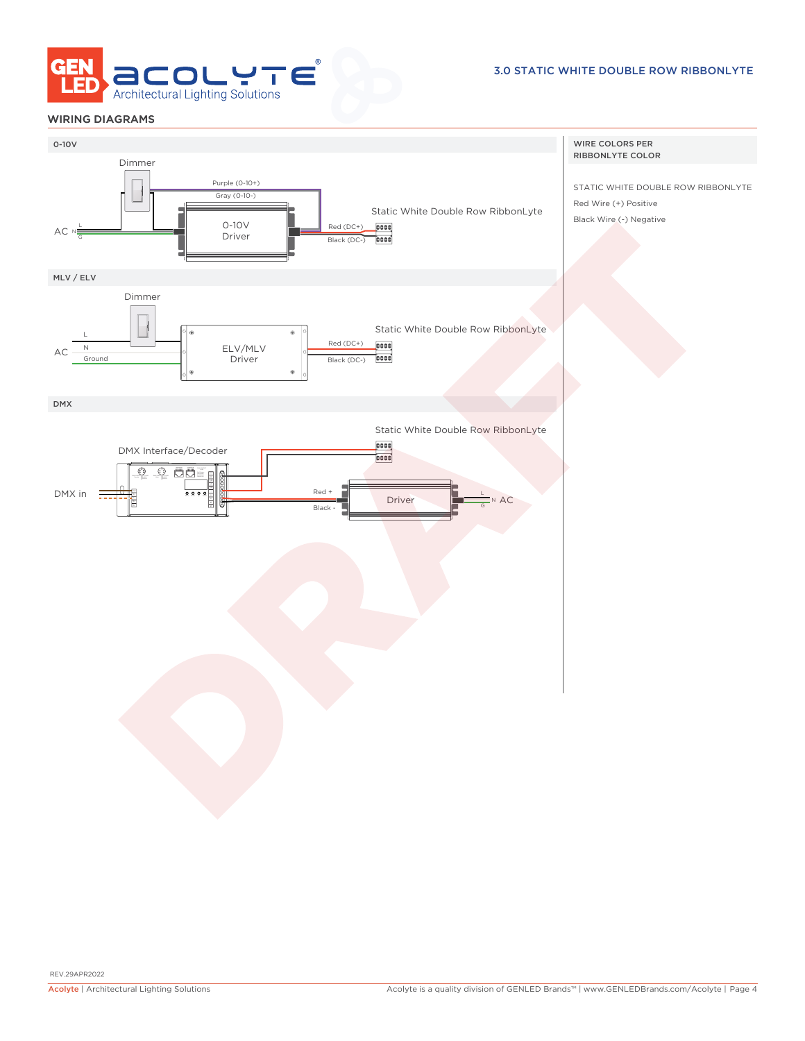## WIRING DIAGRAMS

### 0-10V

Dimmer

Purple (0-10+)

Gray (0-10-)

AC L N G

0-10V Driver

Static White Double Row RibbonLyte

Red (DC+)

Black (DC-)

### MLV / ELV

Dimmer

AC L N Ground

ELV/MLV Driver

Static White Double Row RibbonLyte

Red (DC+)

Black (DC-)

### DMX

Static White Double Row RibbonLyte

DMX Interface/Decoder

DMX in

Red +

Black -

Driver

L N G AC

### WIRE COLORS PER RIBBONLYTE COLOR

STATIC WHITE DOUBLE ROW RIBBONLYTE

Red Wire (+) Positive

Black Wire (-) Negative

DRAFT

REV.29APR2022